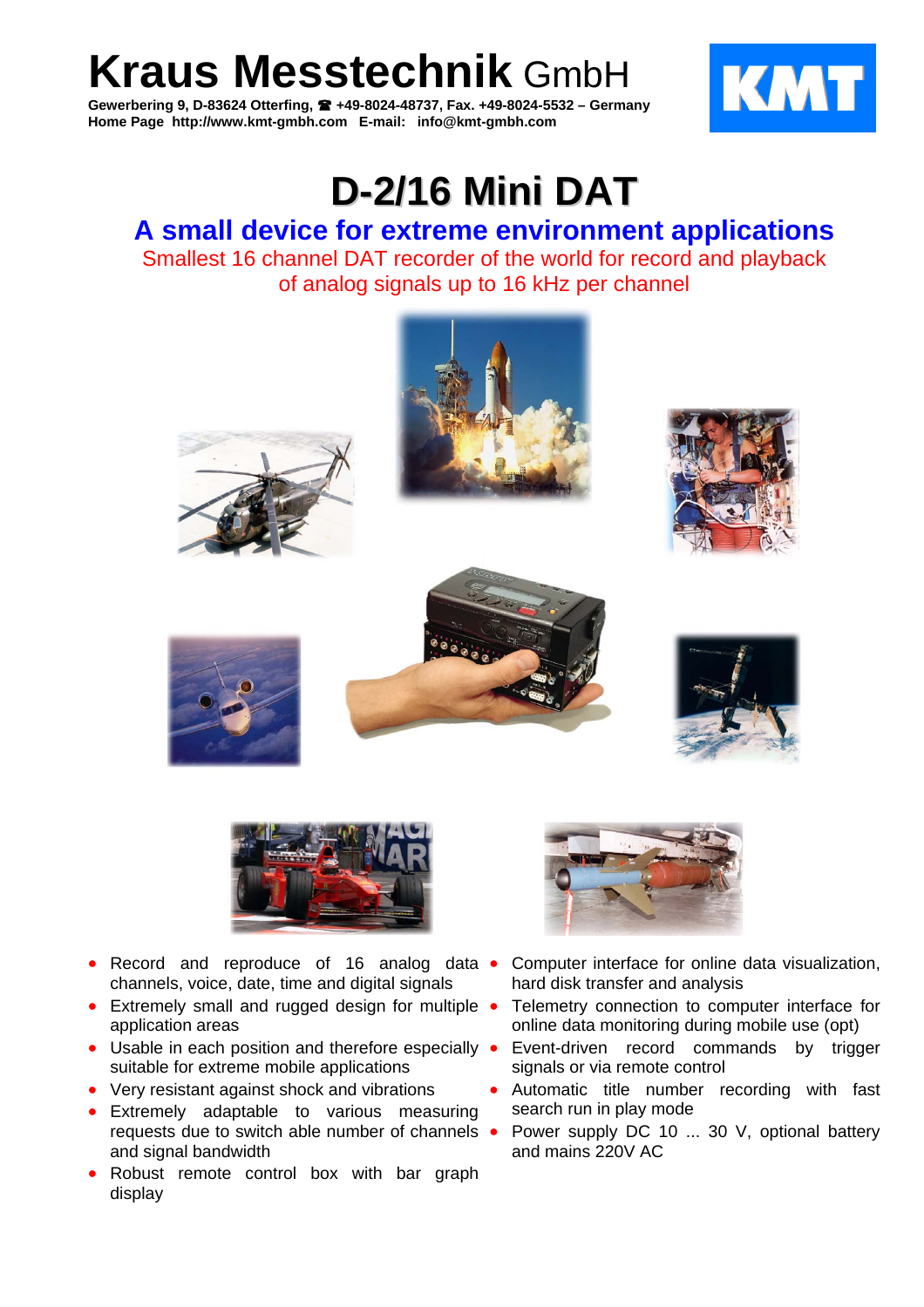# Kraus Messtechnik GmbH

**Gewerbering 9, D-83624 Otterfing, ☎ +49-8024-48737, Fax. +49-8024-5532 – Germany**
**Home Page http://www.kmt-gmbh.com E-mail: info@kmt-gmbh.com**

KMT

# D-2/16 Mini DAT

## A small device for extreme environment applications

Smallest 16 channel DAT recorder of the world for record and playback of analog signals up to 16 kHz per channel

- Record and reproduce of 16 analog data channels, voice, date, time and digital signals
- Extremely small and rugged design for multiple application areas
- Usable in each position and therefore especially suitable for extreme mobile applications
- Very resistant against shock and vibrations
- Extremely adaptable to various measuring requests due to switch able number of channels and signal bandwidth
- Robust remote control box with bar graph display
- Computer interface for online data visualization, hard disk transfer and analysis
- Telemetry connection to computer interface for online data monitoring during mobile use (opt)
- Event-driven record commands by trigger signals or via remote control
- Automatic title number recording with fast search run in play mode
- Power supply DC 10 ... 30 V, optional battery and mains 220V AC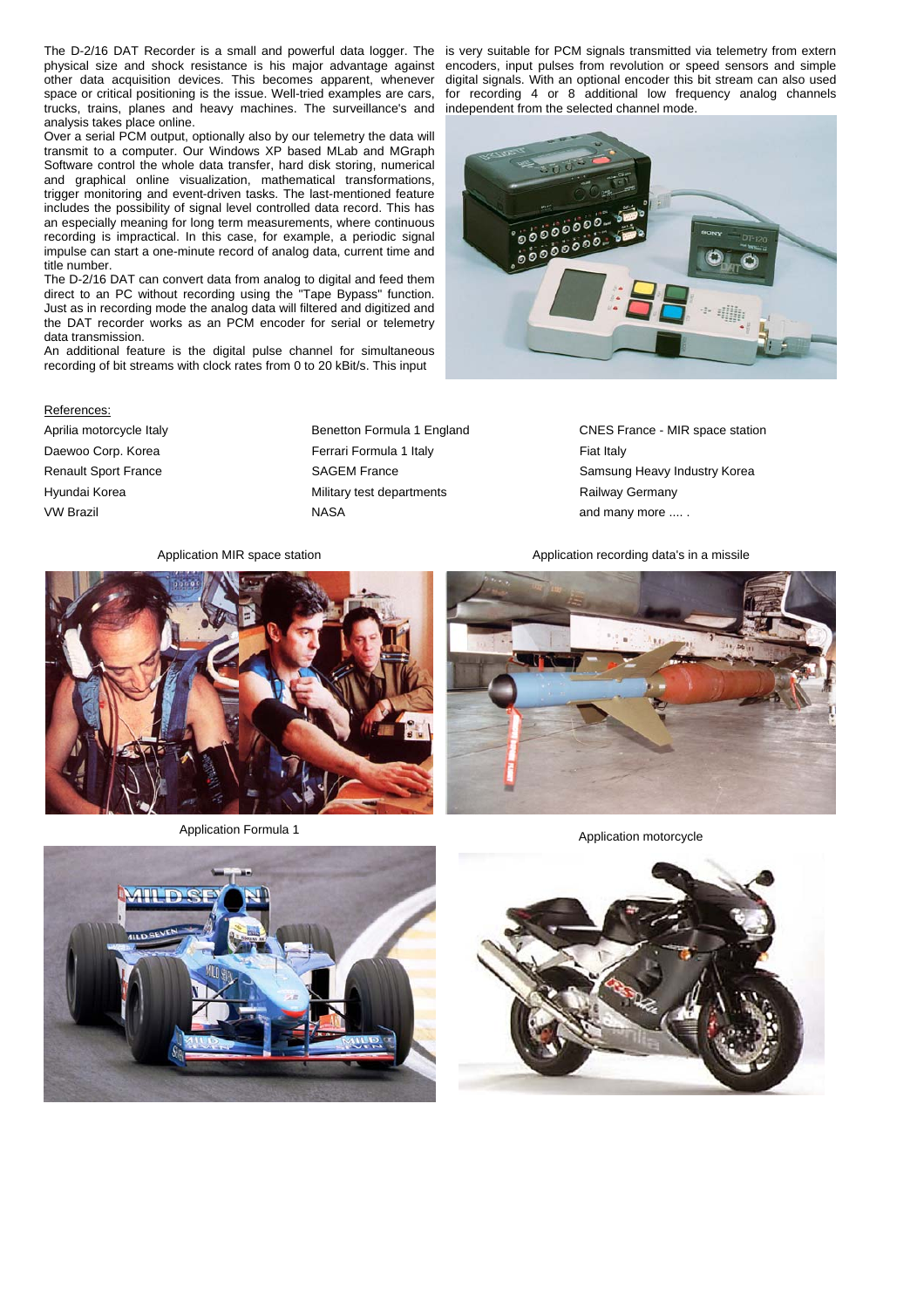The D-2/16 DAT Recorder is a small and powerful data logger. The physical size and shock resistance is his major advantage against other data acquisition devices. This becomes apparent, whenever space or critical positioning is the issue. Well-tried examples are cars, trucks, trains, planes and heavy machines. The surveillance's and analysis takes place online.

Over a serial PCM output, optionally also by our telemetry the data will transmit to a computer. Our Windows XP based MLab and MGraph Software control the whole data transfer, hard disk storing, numerical and graphical online visualization, mathematical transformations, trigger monitoring and event-driven tasks. The last-mentioned feature includes the possibility of signal level controlled data record. This has an especially meaning for long term measurements, where continuous recording is impractical. In this case, for example, a periodic signal impulse can start a one-minute record of analog data, current time and title number.

The D-2/16 DAT can convert data from analog to digital and feed them direct to an PC without recording using the "Tape Bypass" function. Just as in recording mode the analog data will filtered and digitized and the DAT recorder works as an PCM encoder for serial or telemetry data transmission.

An additional feature is the digital pulse channel for simultaneous recording of bit streams with clock rates from 0 to 20 kBit/s. This input is very suitable for PCM signals transmitted via telemetry from extern encoders, input pulses from revolution or speed sensors and simple digital signals. With an optional encoder this bit stream can also used for recording 4 or 8 additional low frequency analog channels independent from the selected channel mode.

References:

| | | |
|---|---|---|
| Aprilia motorcycle Italy | Benetton Formula 1 England | CNES France - MIR space station |
| Daewoo Corp. Korea | Ferrari Formula 1 Italy | Fiat Italy |
| Renault Sport France | SAGEM France | Samsung Heavy Industry Korea |
| Hyundai Korea | Military test departments | Railway Germany |
| VW Brazil | NASA | and many more .... . |

Application MIR space station

Application recording data's in a missile

Application Formula 1

Application motorcycle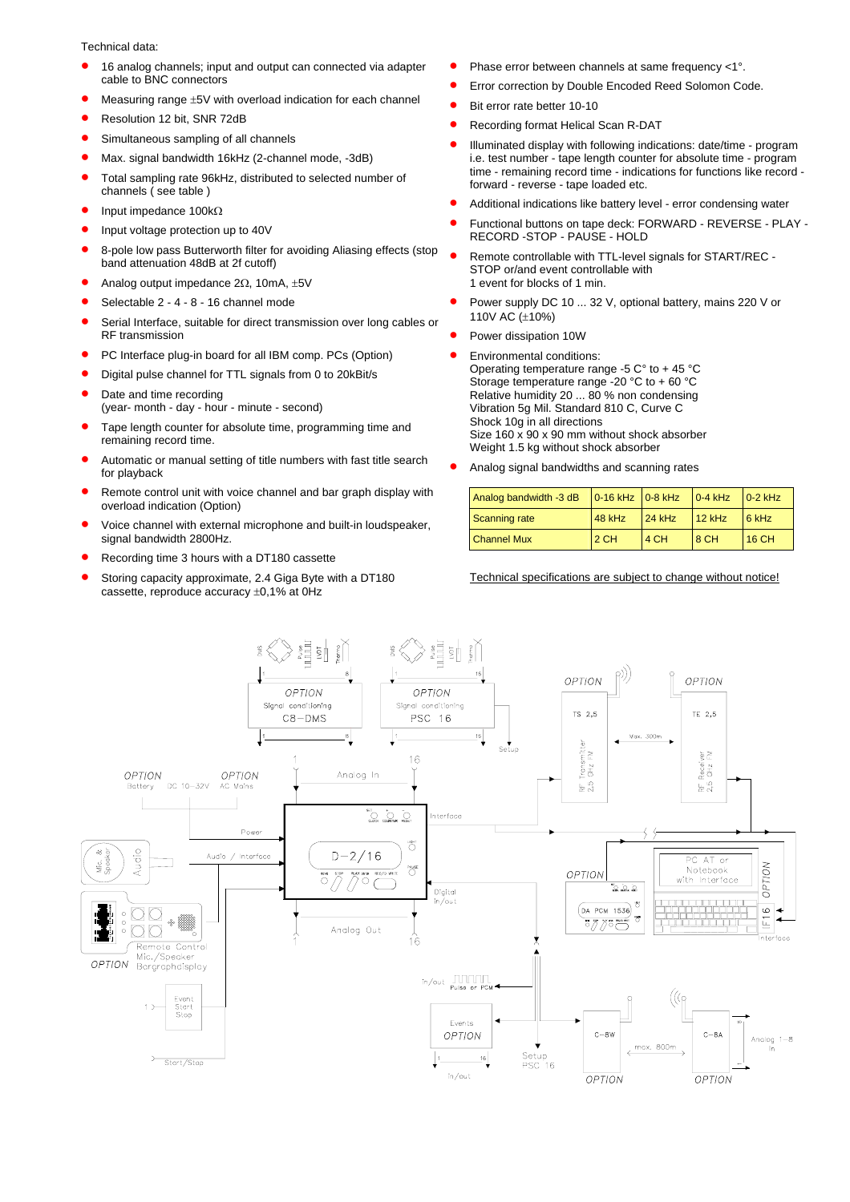Technical data:

- 16 analog channels; input and output can connected via adapter cable to BNC connectors
- Measuring range ±5V with overload indication for each channel
- Resolution 12 bit, SNR 72dB
- Simultaneous sampling of all channels
- Max. signal bandwidth 16kHz (2-channel mode, -3dB)
- Total sampling rate 96kHz, distributed to selected number of channels ( see table )
- Input impedance 100kΩ
- Input voltage protection up to 40V
- 8-pole low pass Butterworth filter for avoiding Aliasing effects (stop band attenuation 48dB at 2f cutoff)
- Analog output impedance 2Ω, 10mA, ±5V
- Selectable 2 - 4 - 8 - 16 channel mode
- Serial Interface, suitable for direct transmission over long cables or RF transmission
- PC Interface plug-in board for all IBM comp. PCs (Option)
- Digital pulse channel for TTL signals from 0 to 20kBit/s
- Date and time recording
  (year- month - day - hour - minute - second)
- Tape length counter for absolute time, programming time and remaining record time.
- Automatic or manual setting of title numbers with fast title search for playback
- Remote control unit with voice channel and bar graph display with overload indication (Option)
- Voice channel with external microphone and built-in loudspeaker, signal bandwidth 2800Hz.
- Recording time 3 hours with a DT180 cassette
- Storing capacity approximate, 2.4 Giga Byte with a DT180 cassette, reproduce accuracy ±0,1% at 0Hz
- Phase error between channels at same frequency <1°.
- Error correction by Double Encoded Reed Solomon Code.
- Bit error rate better 10-10
- Recording format Helical Scan R-DAT
- Illuminated display with following indications: date/time - program i.e. test number - tape length counter for absolute time - program time - remaining record time - indications for functions like record - forward - reverse - tape loaded etc.
- Additional indications like battery level - error condensing water
- Functional buttons on tape deck: FORWARD - REVERSE - PLAY - RECORD -STOP - PAUSE - HOLD
- Remote controllable with TTL-level signals for START/REC - STOP or/and event controllable with
  1 event for blocks of 1 min.
- Power supply DC 10 ... 32 V, optional battery, mains 220 V or 110V AC (±10%)
- Power dissipation 10W
- Environmental conditions:
  Operating temperature range -5 C° to + 45 °C
  Storage temperature range -20 °C to + 60 °C
  Relative humidity 20 ... 80 % non condensing
  Vibration 5g Mil. Standard 810 C, Curve C
  Shock 10g in all directions
  Size 160 x 90 x 90 mm without shock absorber
  Weight 1.5 kg without shock absorber
- Analog signal bandwidths and scanning rates

| Analog bandwidth -3 dB | 0-16 kHz | 0-8 kHz | 0-4 kHz | 0-2 kHz |
|---|---|---|---|---|
| Scanning rate | 48 kHz | 24 kHz | 12 kHz | 6 kHz |
| Channel Mux | 2 CH | 4 CH | 8 CH | 16 CH |

Technical specifications are subject to change without notice!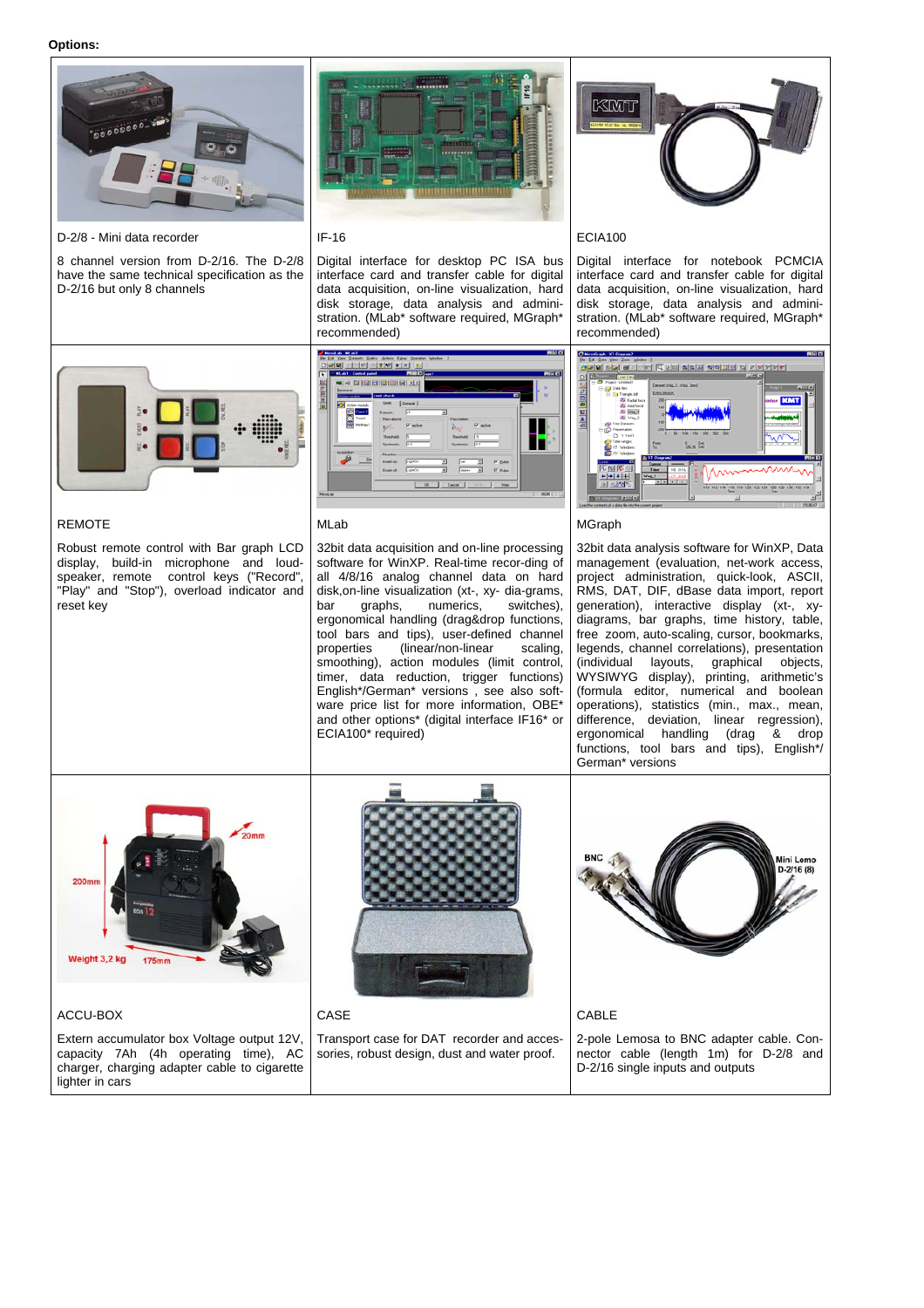**Options:**

| | | |
|---|---|---|
| D-2/8 - Mini data recorder<br><br>8 channel version from D-2/16. The D-2/8 have the same technical specification as the D-2/16 but only 8 channels | IF-16<br><br>Digital interface for desktop PC ISA bus interface card and transfer cable for digital data acquisition, on-line visualization, hard disk storage, data analysis and administration. (MLab* software required, MGraph* recommended) | ECIA100<br><br>Digital interface for notebook PCMCIA interface card and transfer cable for digital data acquisition, on-line visualization, hard disk storage, data analysis and administration. (MLab* software required, MGraph* recommended) |
| REMOTE<br><br>Robust remote control with Bar graph LCD display, build-in microphone and loudspeaker, remote control keys ("Record", "Play" and "Stop"), overload indicator and reset key | MLab<br><br>32bit data acquisition and on-line processing software for WinXP. Real-time recor-ding of all 4/8/16 analog channel data on hard disk,on-line visualization (xt-, xy- dia-grams, bar graphs, numerics, switches), ergonomical handling (drag&drop functions, tool bars and tips), user-defined channel properties (linear/non-linear scaling, smoothing), action modules (limit control, timer, data reduction, trigger functions) English*/German* versions , see also software price list for more information, OBE* and other options* (digital interface IF16* or ECIA100* required) | MGraph<br><br>32bit data analysis software for WinXP, Data management (evaluation, net-work access, project administration, quick-look, ASCII, RMS, DAT, DIF, dBase data import, report generation), interactive display (xt-, xy-diagrams, bar graphs, time history, table, free zoom, auto-scaling, cursor, bookmarks, legends, channel correlations), presentation (individual layouts, graphical objects, WYSIWYG display), printing, arithmetic's (formula editor, numerical and boolean operations), statistics (min., max., mean, difference, deviation, linear regression), ergonomical handling (drag & drop functions, tool bars and tips), English*/ German* versions |
| ACCU-BOX<br><br>Extern accumulator box Voltage output 12V, capacity 7Ah (4h operating time), AC charger, charging adapter cable to cigarette lighter in cars | CASE<br><br>Transport case for DAT recorder and accessories, robust design, dust and water proof. | CABLE<br><br>2-pole Lemosa to BNC adapter cable. Connector cable (length 1m) for D-2/8 and D-2/16 single inputs and outputs |